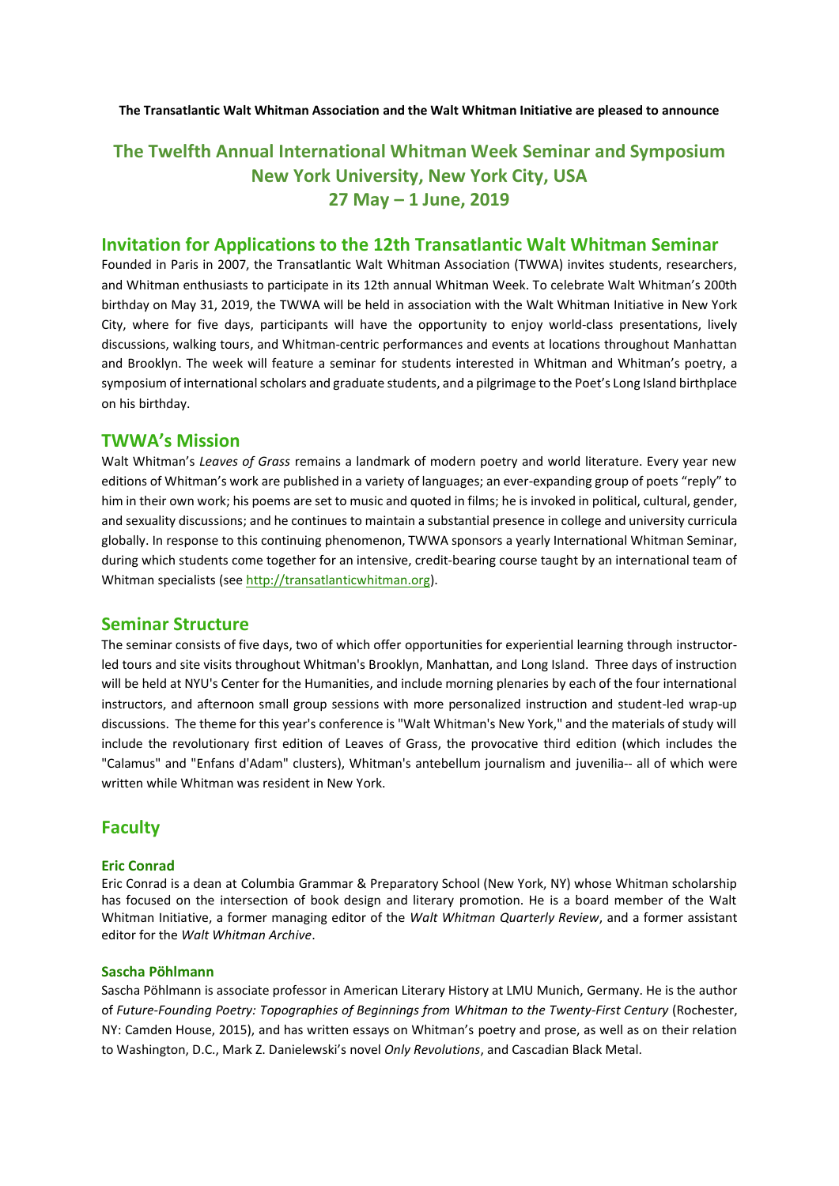**The Transatlantic Walt Whitman Association and the Walt Whitman Initiative are pleased to announce**

# The Twelfth Annual International Whitman Week Seminar and Symposium
# New York University, New York City, USA
# 27 May – 1 June, 2019

## Invitation for Applications to the 12th Transatlantic Walt Whitman Seminar

Founded in Paris in 2007, the Transatlantic Walt Whitman Association (TWWA) invites students, researchers, and Whitman enthusiasts to participate in its 12th annual Whitman Week. To celebrate Walt Whitman's 200th birthday on May 31, 2019, the TWWA will be held in association with the Walt Whitman Initiative in New York City, where for five days, participants will have the opportunity to enjoy world-class presentations, lively discussions, walking tours, and Whitman-centric performances and events at locations throughout Manhattan and Brooklyn. The week will feature a seminar for students interested in Whitman and Whitman's poetry, a symposium of international scholars and graduate students, and a pilgrimage to the Poet's Long Island birthplace on his birthday.

## TWWA's Mission

Walt Whitman's *Leaves of Grass* remains a landmark of modern poetry and world literature. Every year new editions of Whitman's work are published in a variety of languages; an ever-expanding group of poets "reply" to him in their own work; his poems are set to music and quoted in films; he is invoked in political, cultural, gender, and sexuality discussions; and he continues to maintain a substantial presence in college and university curricula globally. In response to this continuing phenomenon, TWWA sponsors a yearly International Whitman Seminar, during which students come together for an intensive, credit-bearing course taught by an international team of Whitman specialists (see http://transatlanticwhitman.org).

## Seminar Structure

The seminar consists of five days, two of which offer opportunities for experiential learning through instructor-led tours and site visits throughout Whitman's Brooklyn, Manhattan, and Long Island. Three days of instruction will be held at NYU's Center for the Humanities, and include morning plenaries by each of the four international instructors, and afternoon small group sessions with more personalized instruction and student-led wrap-up discussions. The theme for this year's conference is "Walt Whitman's New York," and the materials of study will include the revolutionary first edition of Leaves of Grass, the provocative third edition (which includes the "Calamus" and "Enfans d'Adam" clusters), Whitman's antebellum journalism and juvenilia-- all of which were written while Whitman was resident in New York.

## Faculty

### Eric Conrad

Eric Conrad is a dean at Columbia Grammar & Preparatory School (New York, NY) whose Whitman scholarship has focused on the intersection of book design and literary promotion. He is a board member of the Walt Whitman Initiative, a former managing editor of the *Walt Whitman Quarterly Review*, and a former assistant editor for the *Walt Whitman Archive*.

### Sascha Pöhlmann

Sascha Pöhlmann is associate professor in American Literary History at LMU Munich, Germany. He is the author of *Future-Founding Poetry: Topographies of Beginnings from Whitman to the Twenty-First Century* (Rochester, NY: Camden House, 2015), and has written essays on Whitman's poetry and prose, as well as on their relation to Washington, D.C., Mark Z. Danielewski's novel *Only Revolutions*, and Cascadian Black Metal.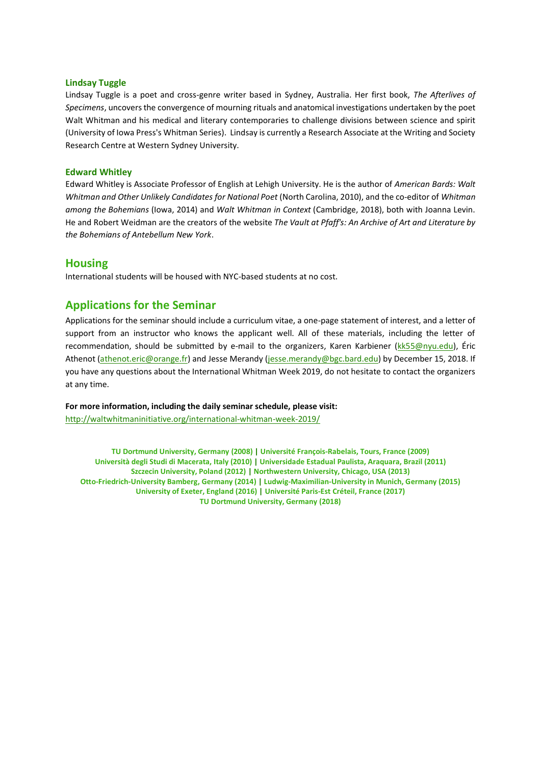### Lindsay Tuggle

Lindsay Tuggle is a poet and cross-genre writer based in Sydney, Australia. Her first book, *The Afterlives of Specimens*, uncovers the convergence of mourning rituals and anatomical investigations undertaken by the poet Walt Whitman and his medical and literary contemporaries to challenge divisions between science and spirit (University of Iowa Press's Whitman Series). Lindsay is currently a Research Associate at the Writing and Society Research Centre at Western Sydney University.

### Edward Whitley

Edward Whitley is Associate Professor of English at Lehigh University. He is the author of *American Bards: Walt Whitman and Other Unlikely Candidates for National Poet* (North Carolina, 2010), and the co-editor of *Whitman among the Bohemians* (Iowa, 2014) and *Walt Whitman in Context* (Cambridge, 2018), both with Joanna Levin. He and Robert Weidman are the creators of the website *The Vault at Pfaff's: An Archive of Art and Literature by the Bohemians of Antebellum New York*.

## Housing

International students will be housed with NYC-based students at no cost.

## Applications for the Seminar

Applications for the seminar should include a curriculum vitae, a one-page statement of interest, and a letter of support from an instructor who knows the applicant well. All of these materials, including the letter of recommendation, should be submitted by e-mail to the organizers, Karen Karbiener (kk55@nyu.edu), Éric Athenot (athenot.eric@orange.fr) and Jesse Merandy (jesse.merandy@bgc.bard.edu) by December 15, 2018. If you have any questions about the International Whitman Week 2019, do not hesitate to contact the organizers at any time.

**For more information, including the daily seminar schedule, please visit:**
http://waltwhitmaninitiative.org/international-whitman-week-2019/

**TU Dortmund University, Germany (2008) | Université François-Rabelais, Tours, France (2009)**
**Università degli Studi di Macerata, Italy (2010) | Universidade Estadual Paulista, Araquara, Brazil (2011)**
**Szczecin University, Poland (2012) | Northwestern University, Chicago, USA (2013)**
**Otto-Friedrich-University Bamberg, Germany (2014) | Ludwig-Maximilian-University in Munich, Germany (2015)**
**University of Exeter, England (2016) | Université Paris-Est Créteil, France (2017)**
**TU Dortmund University, Germany (2018)**